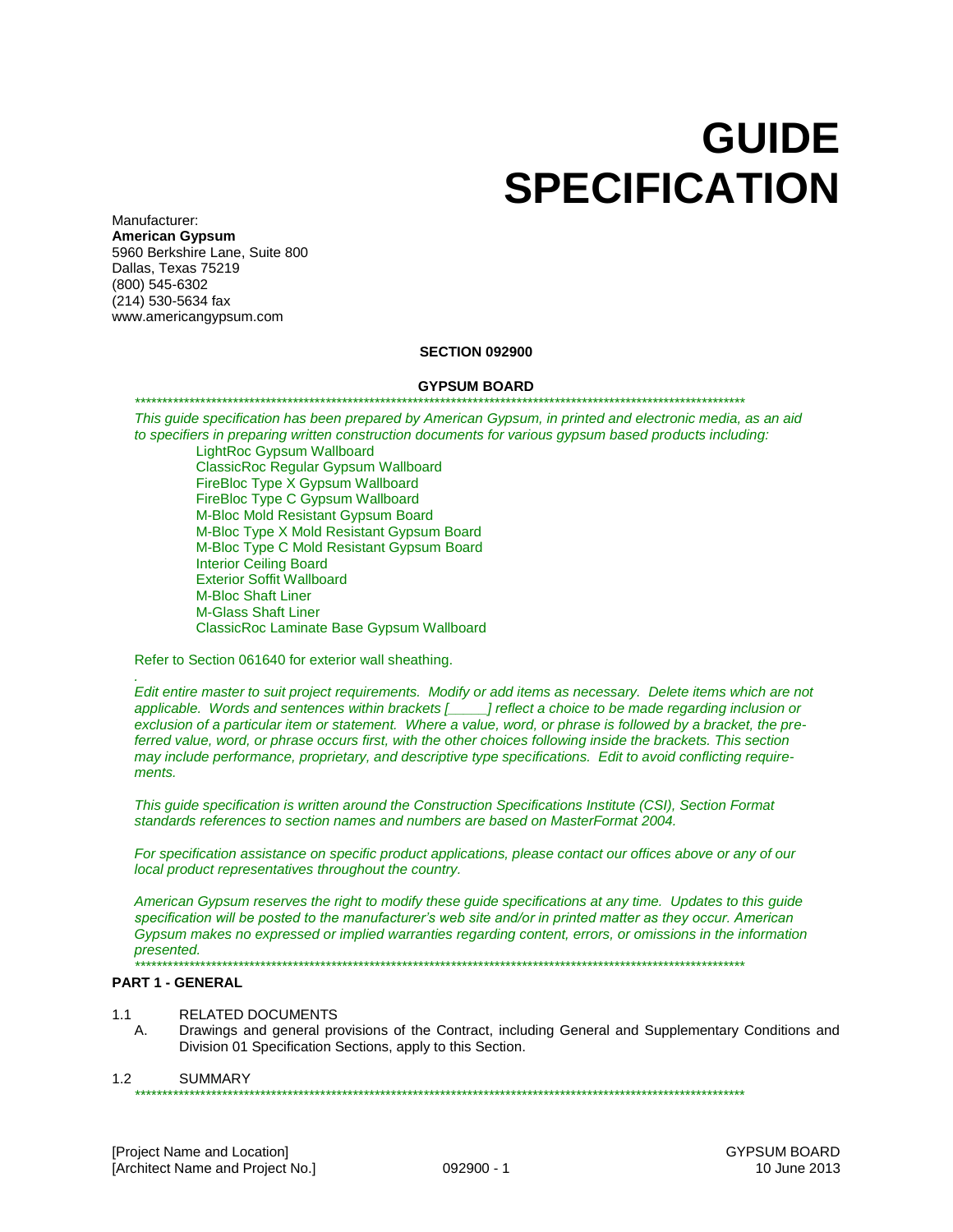# GUIDE SPECIFICATION

Manufacturer:
**American Gypsum**
5960 Berkshire Lane, Suite 800
Dallas, Texas 75219
(800) 545-6302
(214) 530-5634 fax
www.americangypsum.com

**SECTION 092900**

**GYPSUM BOARD**

************************************************************************************************************

*This guide specification has been prepared by American Gypsum, in printed and electronic media, as an aid to specifiers in preparing written construction documents for various gypsum based products including:*

- LightRoc Gypsum Wallboard
- ClassicRoc Regular Gypsum Wallboard
- FireBloc Type X Gypsum Wallboard
- FireBloc Type C Gypsum Wallboard
- M-Bloc Mold Resistant Gypsum Board
- M-Bloc Type X Mold Resistant Gypsum Board
- M-Bloc Type C Mold Resistant Gypsum Board
- Interior Ceiling Board
- Exterior Soffit Wallboard
- M-Bloc Shaft Liner
- M-Glass Shaft Liner
- ClassicRoc Laminate Base Gypsum Wallboard

Refer to Section 061640 for exterior wall sheathing.

.

*Edit entire master to suit project requirements. Modify or add items as necessary. Delete items which are not applicable. Words and sentences within brackets [_____] reflect a choice to be made regarding inclusion or exclusion of a particular item or statement. Where a value, word, or phrase is followed by a bracket, the preferred value, word, or phrase occurs first, with the other choices following inside the brackets. This section may include performance, proprietary, and descriptive type specifications. Edit to avoid conflicting requirements.*

*This guide specification is written around the Construction Specifications Institute (CSI), Section Format standards references to section names and numbers are based on MasterFormat 2004.*

*For specification assistance on specific product applications, please contact our offices above or any of our local product representatives throughout the country.*

*American Gypsum reserves the right to modify these guide specifications at any time. Updates to this guide specification will be posted to the manufacturer's web site and/or in printed matter as they occur. American Gypsum makes no expressed or implied warranties regarding content, errors, or omissions in the information presented.*

************************************************************************************************************

## PART 1 - GENERAL

1.1 RELATED DOCUMENTS

A. Drawings and general provisions of the Contract, including General and Supplementary Conditions and Division 01 Specification Sections, apply to this Section.

1.2 SUMMARY

************************************************************************************************************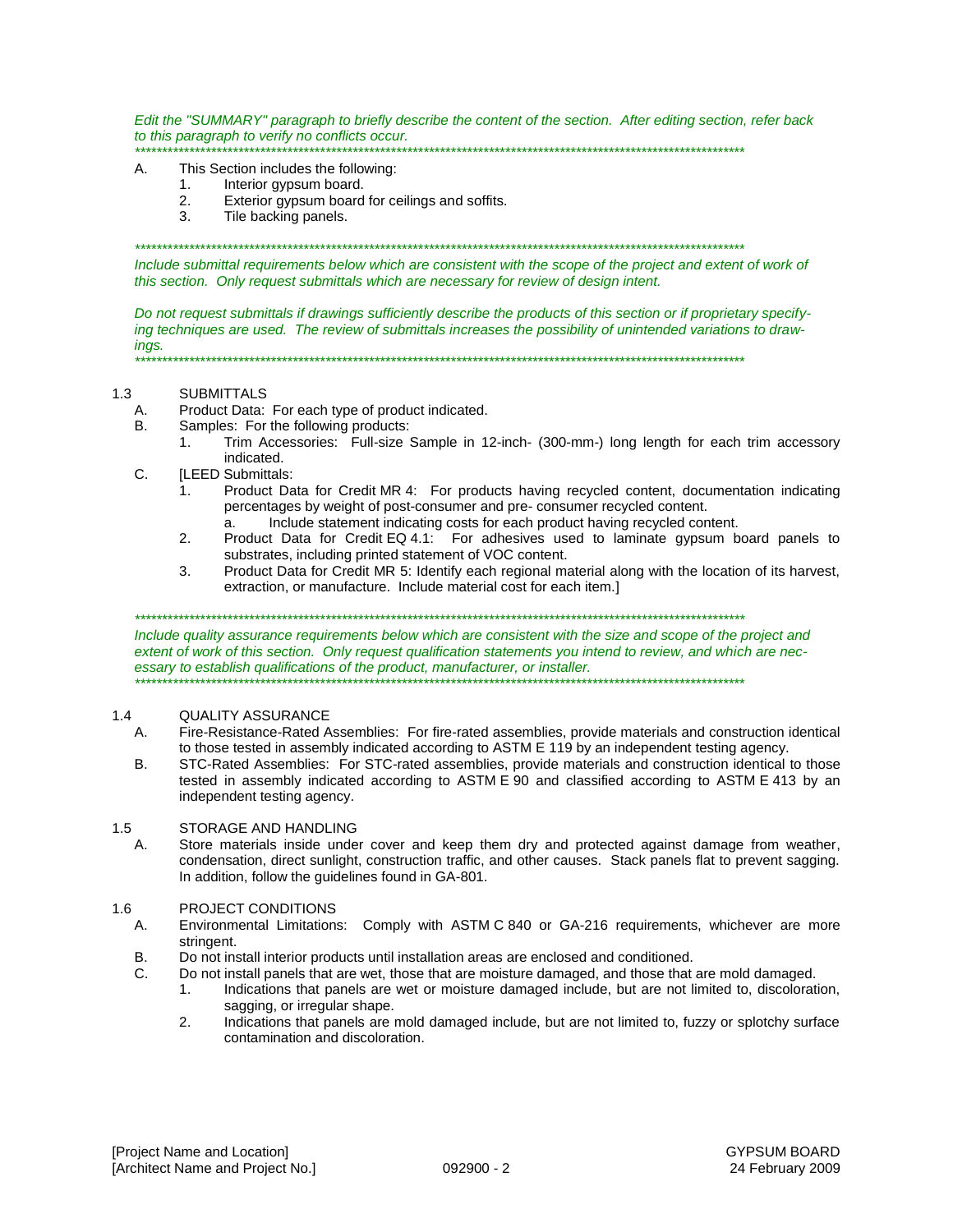*Edit the "SUMMARY" paragraph to briefly describe the content of the section. After editing section, refer back to this paragraph to verify no conflicts occur.*
*******************************************************************************************************************

A. This Section includes the following:
   1. Interior gypsum board.
   2. Exterior gypsum board for ceilings and soffits.
   3. Tile backing panels.

*******************************************************************************************************************
*Include submittal requirements below which are consistent with the scope of the project and extent of work of this section. Only request submittals which are necessary for review of design intent.*

*Do not request submittals if drawings sufficiently describe the products of this section or if proprietary specifying techniques are used. The review of submittals increases the possibility of unintended variations to drawings.*
*******************************************************************************************************************

## 1.3 SUBMITTALS

A. Product Data: For each type of product indicated.

B. Samples: For the following products:
   1. Trim Accessories: Full-size Sample in 12-inch- (300-mm-) long length for each trim accessory indicated.

C. [LEED Submittals:
   1. Product Data for Credit MR 4: For products having recycled content, documentation indicating percentages by weight of post-consumer and pre- consumer recycled content.
      a. Include statement indicating costs for each product having recycled content.
   2. Product Data for Credit EQ 4.1: For adhesives used to laminate gypsum board panels to substrates, including printed statement of VOC content.
   3. Product Data for Credit MR 5: Identify each regional material along with the location of its harvest, extraction, or manufacture. Include material cost for each item.]

*******************************************************************************************************************
*Include quality assurance requirements below which are consistent with the size and scope of the project and extent of work of this section. Only request qualification statements you intend to review, and which are necessary to establish qualifications of the product, manufacturer, or installer.*
*******************************************************************************************************************

## 1.4 QUALITY ASSURANCE

A. Fire-Resistance-Rated Assemblies: For fire-rated assemblies, provide materials and construction identical to those tested in assembly indicated according to ASTM E 119 by an independent testing agency.

B. STC-Rated Assemblies: For STC-rated assemblies, provide materials and construction identical to those tested in assembly indicated according to ASTM E 90 and classified according to ASTM E 413 by an independent testing agency.

## 1.5 STORAGE AND HANDLING

A. Store materials inside under cover and keep them dry and protected against damage from weather, condensation, direct sunlight, construction traffic, and other causes. Stack panels flat to prevent sagging. In addition, follow the guidelines found in GA-801.

## 1.6 PROJECT CONDITIONS

A. Environmental Limitations: Comply with ASTM C 840 or GA-216 requirements, whichever are more stringent.

B. Do not install interior products until installation areas are enclosed and conditioned.

C. Do not install panels that are wet, those that are moisture damaged, and those that are mold damaged.
   1. Indications that panels are wet or moisture damaged include, but are not limited to, discoloration, sagging, or irregular shape.
   2. Indications that panels are mold damaged include, but are not limited to, fuzzy or splotchy surface contamination and discoloration.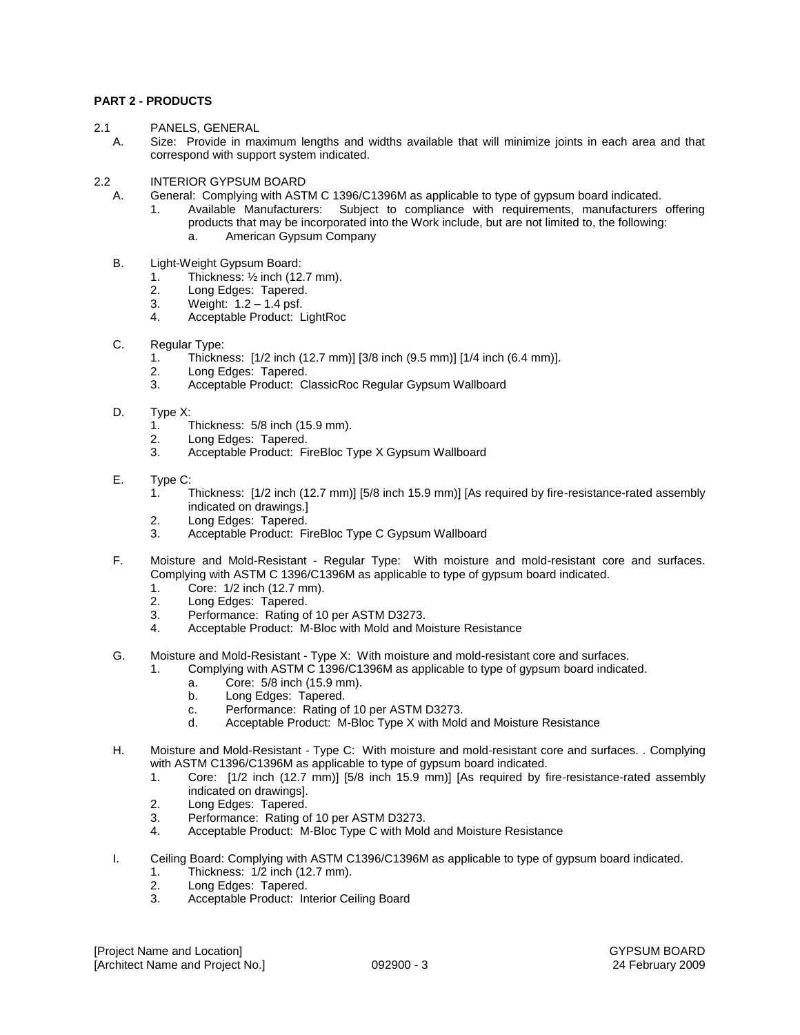**PART 2 - PRODUCTS**

2.1 PANELS, GENERAL

A. Size: Provide in maximum lengths and widths available that will minimize joints in each area and that correspond with support system indicated.

2.2 INTERIOR GYPSUM BOARD

A. General: Complying with ASTM C 1396/C1396M as applicable to type of gypsum board indicated.
   1. Available Manufacturers: Subject to compliance with requirements, manufacturers offering products that may be incorporated into the Work include, but are not limited to, the following:
      a. American Gypsum Company

B. Light-Weight Gypsum Board:
   1. Thickness: ½ inch (12.7 mm).
   2. Long Edges: Tapered.
   3. Weight: 1.2 – 1.4 psf.
   4. Acceptable Product: LightRoc

C. Regular Type:
   1. Thickness: [1/2 inch (12.7 mm)] [3/8 inch (9.5 mm)] [1/4 inch (6.4 mm)].
   2. Long Edges: Tapered.
   3. Acceptable Product: ClassicRoc Regular Gypsum Wallboard

D. Type X:
   1. Thickness: 5/8 inch (15.9 mm).
   2. Long Edges: Tapered.
   3. Acceptable Product: FireBloc Type X Gypsum Wallboard

E. Type C:
   1. Thickness: [1/2 inch (12.7 mm)] [5/8 inch 15.9 mm)] [As required by fire-resistance-rated assembly indicated on drawings.]
   2. Long Edges: Tapered.
   3. Acceptable Product: FireBloc Type C Gypsum Wallboard

F. Moisture and Mold-Resistant - Regular Type: With moisture and mold-resistant core and surfaces. Complying with ASTM C 1396/C1396M as applicable to type of gypsum board indicated.
   1. Core: 1/2 inch (12.7 mm).
   2. Long Edges: Tapered.
   3. Performance: Rating of 10 per ASTM D3273.
   4. Acceptable Product: M-Bloc with Mold and Moisture Resistance

G. Moisture and Mold-Resistant - Type X: With moisture and mold-resistant core and surfaces.
   1. Complying with ASTM C 1396/C1396M as applicable to type of gypsum board indicated.
      a. Core: 5/8 inch (15.9 mm).
      b. Long Edges: Tapered.
      c. Performance: Rating of 10 per ASTM D3273.
      d. Acceptable Product: M-Bloc Type X with Mold and Moisture Resistance

H. Moisture and Mold-Resistant - Type C: With moisture and mold-resistant core and surfaces. . Complying with ASTM C1396/C1396M as applicable to type of gypsum board indicated.
   1. Core: [1/2 inch (12.7 mm)] [5/8 inch 15.9 mm)] [As required by fire-resistance-rated assembly indicated on drawings].
   2. Long Edges: Tapered.
   3. Performance: Rating of 10 per ASTM D3273.
   4. Acceptable Product: M-Bloc Type C with Mold and Moisture Resistance

I. Ceiling Board: Complying with ASTM C1396/C1396M as applicable to type of gypsum board indicated.
   1. Thickness: 1/2 inch (12.7 mm).
   2. Long Edges: Tapered.
   3. Acceptable Product: Interior Ceiling Board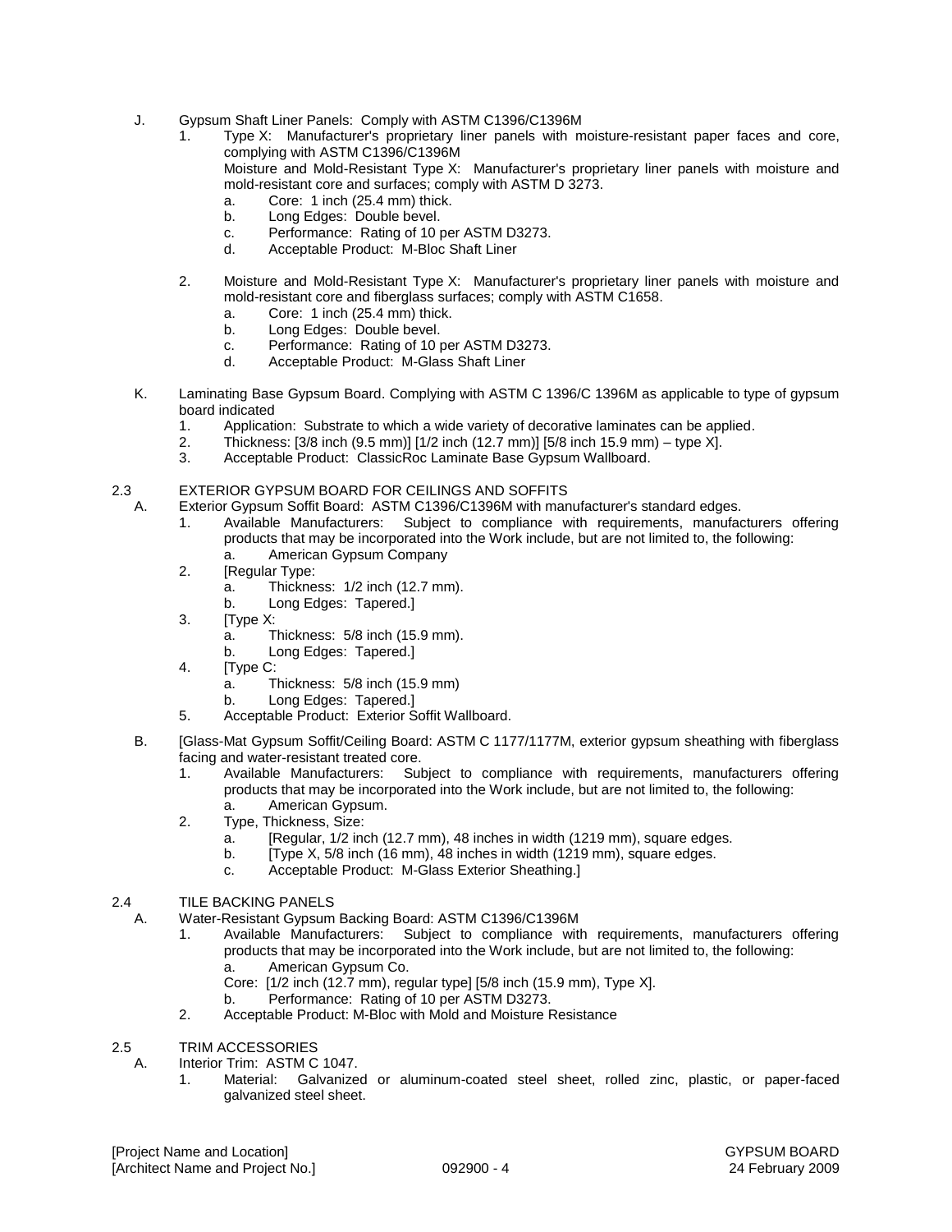J. Gypsum Shaft Liner Panels: Comply with ASTM C1396/C1396M

1. Type X: Manufacturer's proprietary liner panels with moisture-resistant paper faces and core, complying with ASTM C1396/C1396M

   Moisture and Mold-Resistant Type X: Manufacturer's proprietary liner panels with moisture and mold-resistant core and surfaces; comply with ASTM D 3273.

   a. Core: 1 inch (25.4 mm) thick.
   b. Long Edges: Double bevel.
   c. Performance: Rating of 10 per ASTM D3273.
   d. Acceptable Product: M-Bloc Shaft Liner

2. Moisture and Mold-Resistant Type X: Manufacturer's proprietary liner panels with moisture and mold-resistant core and fiberglass surfaces; comply with ASTM C1658.

   a. Core: 1 inch (25.4 mm) thick.
   b. Long Edges: Double bevel.
   c. Performance: Rating of 10 per ASTM D3273.
   d. Acceptable Product: M-Glass Shaft Liner

K. Laminating Base Gypsum Board. Complying with ASTM C 1396/C 1396M as applicable to type of gypsum board indicated

1. Application: Substrate to which a wide variety of decorative laminates can be applied.
2. Thickness: [3/8 inch (9.5 mm)] [1/2 inch (12.7 mm)] [5/8 inch 15.9 mm) – type X].
3. Acceptable Product: ClassicRoc Laminate Base Gypsum Wallboard.

2.3 EXTERIOR GYPSUM BOARD FOR CEILINGS AND SOFFITS

A. Exterior Gypsum Soffit Board: ASTM C1396/C1396M with manufacturer's standard edges.

1. Available Manufacturers: Subject to compliance with requirements, manufacturers offering products that may be incorporated into the Work include, but are not limited to, the following:
   a. American Gypsum Company
2. [Regular Type:
   a. Thickness: 1/2 inch (12.7 mm).
   b. Long Edges: Tapered.]
3. [Type X:
   a. Thickness: 5/8 inch (15.9 mm).
   b. Long Edges: Tapered.]
4. [Type C:
   a. Thickness: 5/8 inch (15.9 mm)
   b. Long Edges: Tapered.]
5. Acceptable Product: Exterior Soffit Wallboard.

B. [Glass-Mat Gypsum Soffit/Ceiling Board: ASTM C 1177/1177M, exterior gypsum sheathing with fiberglass facing and water-resistant treated core.

1. Available Manufacturers: Subject to compliance with requirements, manufacturers offering products that may be incorporated into the Work include, but are not limited to, the following:
   a. American Gypsum.
2. Type, Thickness, Size:
   a. [Regular, 1/2 inch (12.7 mm), 48 inches in width (1219 mm), square edges.
   b. [Type X, 5/8 inch (16 mm), 48 inches in width (1219 mm), square edges.
   c. Acceptable Product: M-Glass Exterior Sheathing.]

2.4 TILE BACKING PANELS

A. Water-Resistant Gypsum Backing Board: ASTM C1396/C1396M

1. Available Manufacturers: Subject to compliance with requirements, manufacturers offering products that may be incorporated into the Work include, but are not limited to, the following:
   a. American Gypsum Co.

   Core: [1/2 inch (12.7 mm), regular type] [5/8 inch (15.9 mm), Type X].

   b. Performance: Rating of 10 per ASTM D3273.
2. Acceptable Product: M-Bloc with Mold and Moisture Resistance

2.5 TRIM ACCESSORIES

A. Interior Trim: ASTM C 1047.

1. Material: Galvanized or aluminum-coated steel sheet, rolled zinc, plastic, or paper-faced galvanized steel sheet.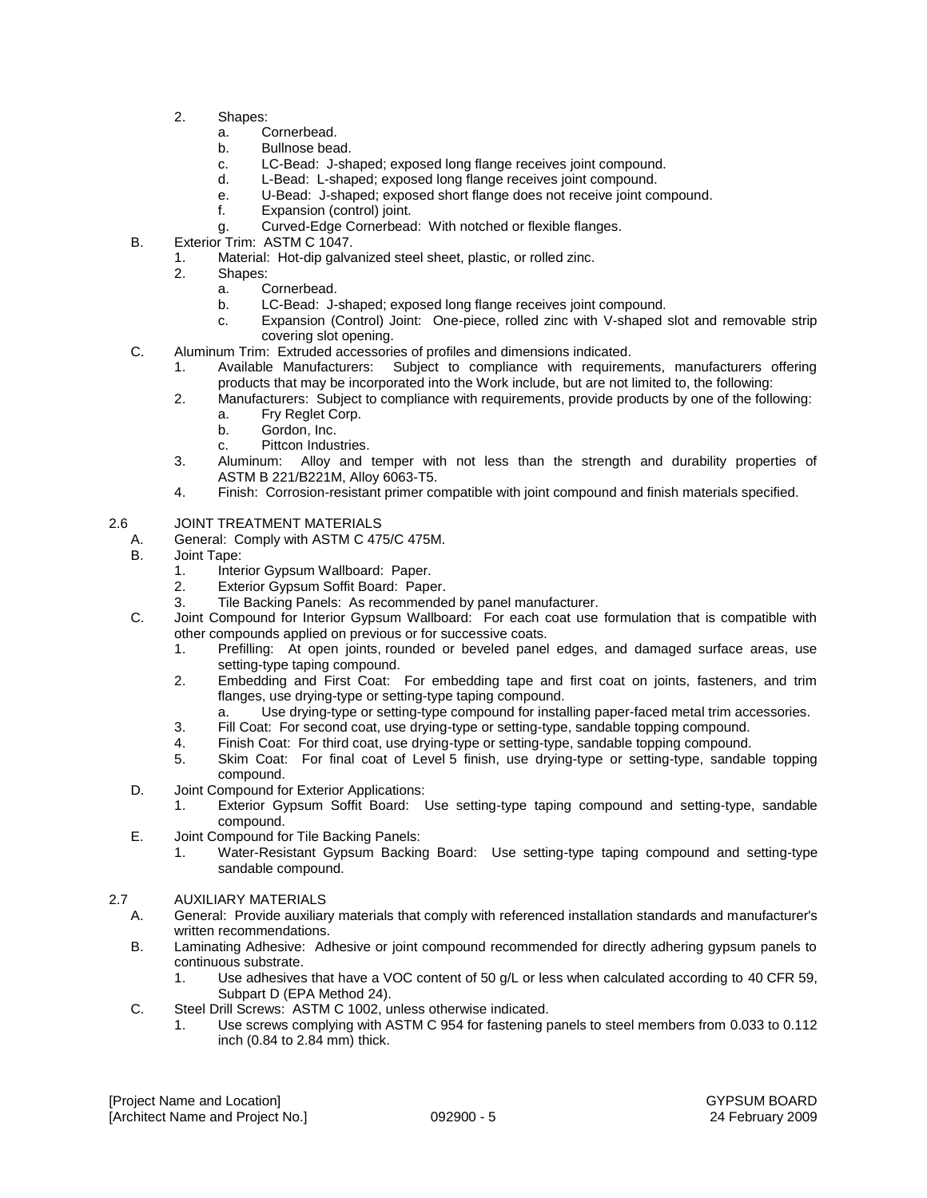2. Shapes:
   a. Cornerbead.
   b. Bullnose bead.
   c. LC-Bead: J-shaped; exposed long flange receives joint compound.
   d. L-Bead: L-shaped; exposed long flange receives joint compound.
   e. U-Bead: J-shaped; exposed short flange does not receive joint compound.
   f. Expansion (control) joint.
   g. Curved-Edge Cornerbead: With notched or flexible flanges.

B. Exterior Trim: ASTM C 1047.
   1. Material: Hot-dip galvanized steel sheet, plastic, or rolled zinc.
   2. Shapes:
      a. Cornerbead.
      b. LC-Bead: J-shaped; exposed long flange receives joint compound.
      c. Expansion (Control) Joint: One-piece, rolled zinc with V-shaped slot and removable strip covering slot opening.

C. Aluminum Trim: Extruded accessories of profiles and dimensions indicated.
   1. Available Manufacturers: Subject to compliance with requirements, manufacturers offering products that may be incorporated into the Work include, but are not limited to, the following:
   2. Manufacturers: Subject to compliance with requirements, provide products by one of the following:
      a. Fry Reglet Corp.
      b. Gordon, Inc.
      c. Pittcon Industries.
   3. Aluminum: Alloy and temper with not less than the strength and durability properties of ASTM B 221/B221M, Alloy 6063-T5.
   4. Finish: Corrosion-resistant primer compatible with joint compound and finish materials specified.

## 2.6 JOINT TREATMENT MATERIALS

A. General: Comply with ASTM C 475/C 475M.

B. Joint Tape:
   1. Interior Gypsum Wallboard: Paper.
   2. Exterior Gypsum Soffit Board: Paper.
   3. Tile Backing Panels: As recommended by panel manufacturer.

C. Joint Compound for Interior Gypsum Wallboard: For each coat use formulation that is compatible with other compounds applied on previous or for successive coats.
   1. Prefilling: At open joints, rounded or beveled panel edges, and damaged surface areas, use setting-type taping compound.
   2. Embedding and First Coat: For embedding tape and first coat on joints, fasteners, and trim flanges, use drying-type or setting-type taping compound.
      a. Use drying-type or setting-type compound for installing paper-faced metal trim accessories.
   3. Fill Coat: For second coat, use drying-type or setting-type, sandable topping compound.
   4. Finish Coat: For third coat, use drying-type or setting-type, sandable topping compound.
   5. Skim Coat: For final coat of Level 5 finish, use drying-type or setting-type, sandable topping compound.

D. Joint Compound for Exterior Applications:
   1. Exterior Gypsum Soffit Board: Use setting-type taping compound and setting-type, sandable compound.

E. Joint Compound for Tile Backing Panels:
   1. Water-Resistant Gypsum Backing Board: Use setting-type taping compound and setting-type sandable compound.

## 2.7 AUXILIARY MATERIALS

A. General: Provide auxiliary materials that comply with referenced installation standards and manufacturer's written recommendations.

B. Laminating Adhesive: Adhesive or joint compound recommended for directly adhering gypsum panels to continuous substrate.
   1. Use adhesives that have a VOC content of 50 g/L or less when calculated according to 40 CFR 59, Subpart D (EPA Method 24).

C. Steel Drill Screws: ASTM C 1002, unless otherwise indicated.
   1. Use screws complying with ASTM C 954 for fastening panels to steel members from 0.033 to 0.112 inch (0.84 to 2.84 mm) thick.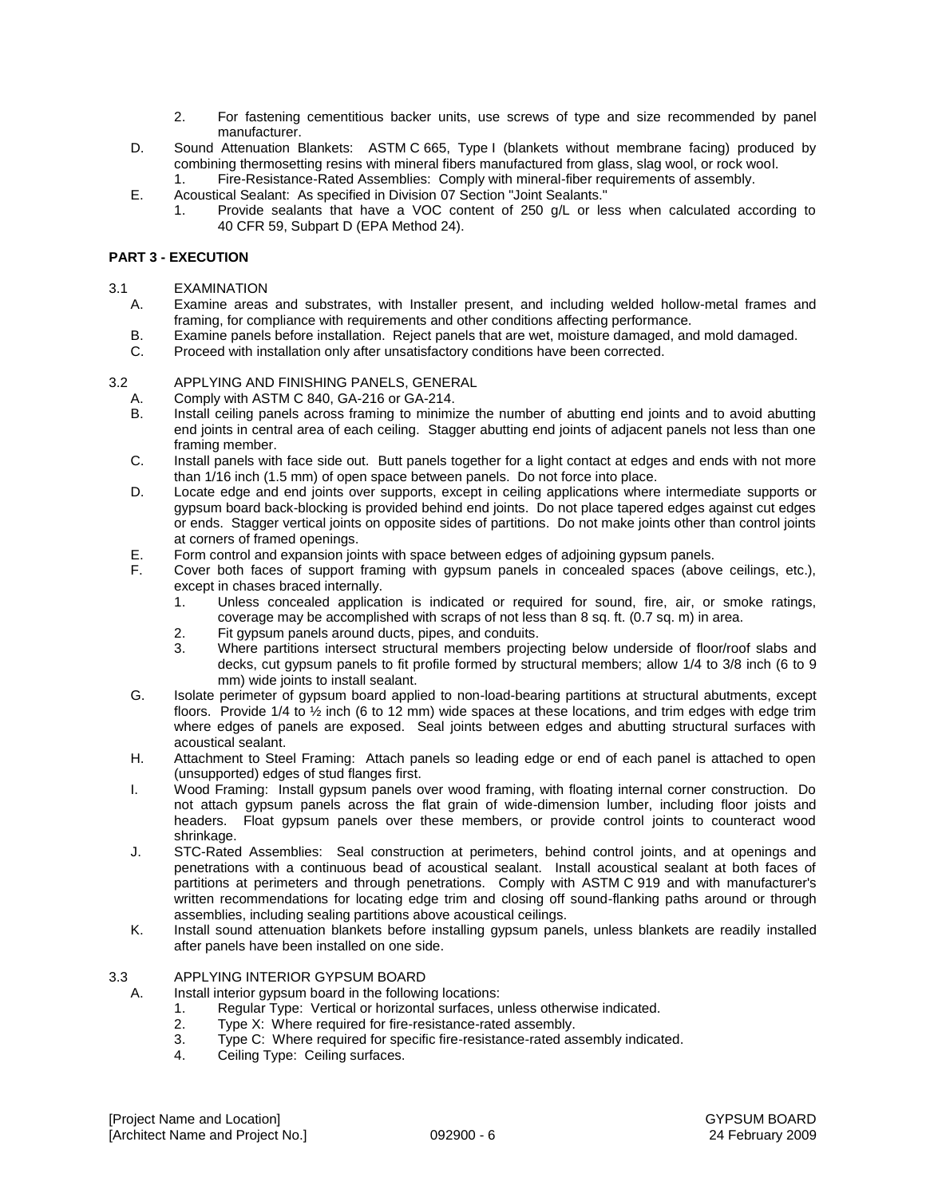2. For fastening cementitious backer units, use screws of type and size recommended by panel manufacturer.

D. Sound Attenuation Blankets: ASTM C 665, Type I (blankets without membrane facing) produced by combining thermosetting resins with mineral fibers manufactured from glass, slag wool, or rock wool.
   1. Fire-Resistance-Rated Assemblies: Comply with mineral-fiber requirements of assembly.

E. Acoustical Sealant: As specified in Division 07 Section "Joint Sealants."
   1. Provide sealants that have a VOC content of 250 g/L or less when calculated according to 40 CFR 59, Subpart D (EPA Method 24).

## PART 3 - EXECUTION

### 3.1 EXAMINATION

A. Examine areas and substrates, with Installer present, and including welded hollow-metal frames and framing, for compliance with requirements and other conditions affecting performance.

B. Examine panels before installation. Reject panels that are wet, moisture damaged, and mold damaged.

C. Proceed with installation only after unsatisfactory conditions have been corrected.

### 3.2 APPLYING AND FINISHING PANELS, GENERAL

A. Comply with ASTM C 840, GA-216 or GA-214.

B. Install ceiling panels across framing to minimize the number of abutting end joints and to avoid abutting end joints in central area of each ceiling. Stagger abutting end joints of adjacent panels not less than one framing member.

C. Install panels with face side out. Butt panels together for a light contact at edges and ends with not more than 1/16 inch (1.5 mm) of open space between panels. Do not force into place.

D. Locate edge and end joints over supports, except in ceiling applications where intermediate supports or gypsum board back-blocking is provided behind end joints. Do not place tapered edges against cut edges or ends. Stagger vertical joints on opposite sides of partitions. Do not make joints other than control joints at corners of framed openings.

E. Form control and expansion joints with space between edges of adjoining gypsum panels.

F. Cover both faces of support framing with gypsum panels in concealed spaces (above ceilings, etc.), except in chases braced internally.
   1. Unless concealed application is indicated or required for sound, fire, air, or smoke ratings, coverage may be accomplished with scraps of not less than 8 sq. ft. (0.7 sq. m) in area.
   2. Fit gypsum panels around ducts, pipes, and conduits.
   3. Where partitions intersect structural members projecting below underside of floor/roof slabs and decks, cut gypsum panels to fit profile formed by structural members; allow 1/4 to 3/8 inch (6 to 9 mm) wide joints to install sealant.

G. Isolate perimeter of gypsum board applied to non-load-bearing partitions at structural abutments, except floors. Provide 1/4 to ½ inch (6 to 12 mm) wide spaces at these locations, and trim edges with edge trim where edges of panels are exposed. Seal joints between edges and abutting structural surfaces with acoustical sealant.

H. Attachment to Steel Framing: Attach panels so leading edge or end of each panel is attached to open (unsupported) edges of stud flanges first.

I. Wood Framing: Install gypsum panels over wood framing, with floating internal corner construction. Do not attach gypsum panels across the flat grain of wide-dimension lumber, including floor joists and headers. Float gypsum panels over these members, or provide control joints to counteract wood shrinkage.

J. STC-Rated Assemblies: Seal construction at perimeters, behind control joints, and at openings and penetrations with a continuous bead of acoustical sealant. Install acoustical sealant at both faces of partitions at perimeters and through penetrations. Comply with ASTM C 919 and with manufacturer's written recommendations for locating edge trim and closing off sound-flanking paths around or through assemblies, including sealing partitions above acoustical ceilings.

K. Install sound attenuation blankets before installing gypsum panels, unless blankets are readily installed after panels have been installed on one side.

### 3.3 APPLYING INTERIOR GYPSUM BOARD

A. Install interior gypsum board in the following locations:
   1. Regular Type: Vertical or horizontal surfaces, unless otherwise indicated.
   2. Type X: Where required for fire-resistance-rated assembly.
   3. Type C: Where required for specific fire-resistance-rated assembly indicated.
   4. Ceiling Type: Ceiling surfaces.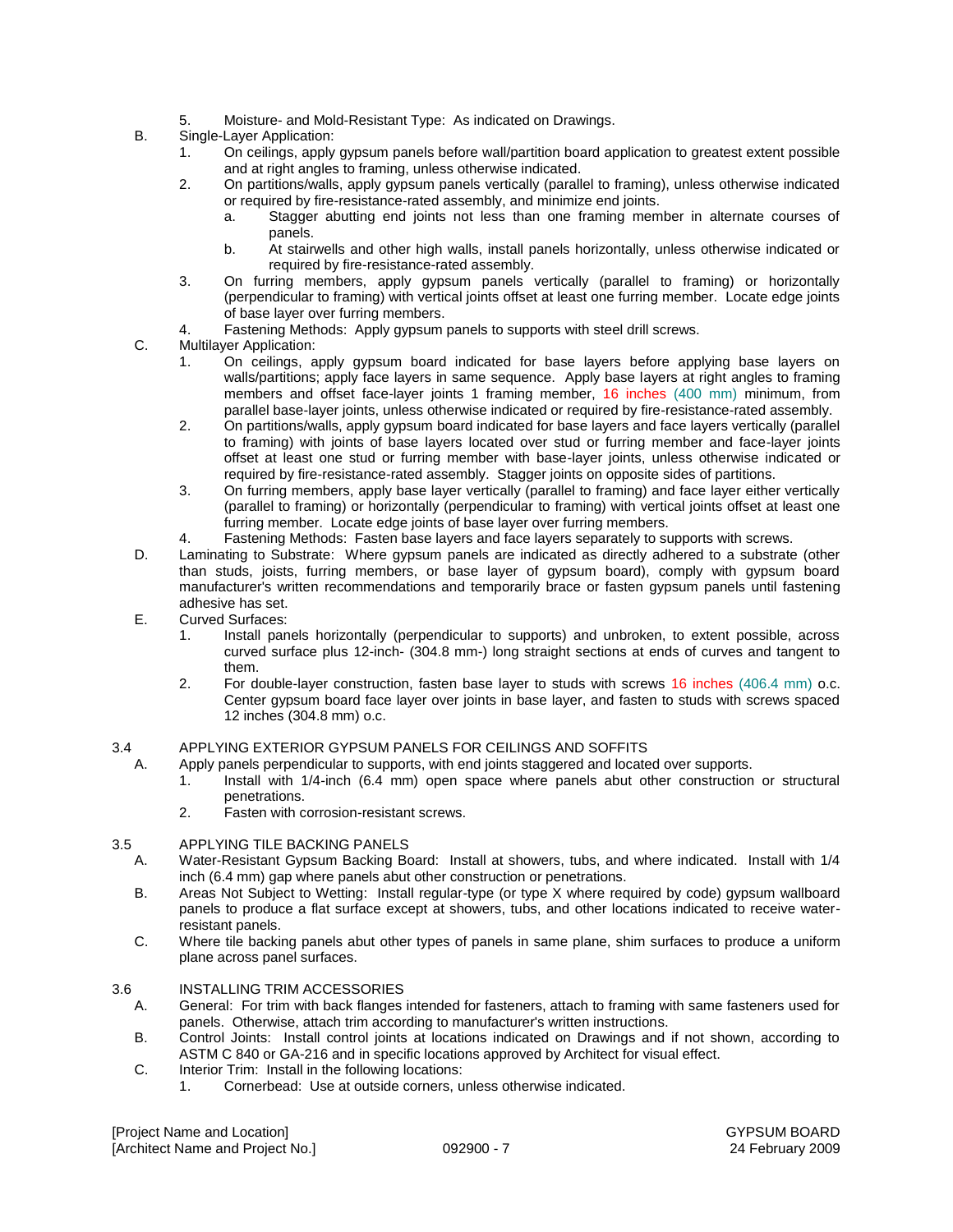5. Moisture- and Mold-Resistant Type: As indicated on Drawings.

B. Single-Layer Application:

1. On ceilings, apply gypsum panels before wall/partition board application to greatest extent possible and at right angles to framing, unless otherwise indicated.
2. On partitions/walls, apply gypsum panels vertically (parallel to framing), unless otherwise indicated or required by fire-resistance-rated assembly, and minimize end joints.
   a. Stagger abutting end joints not less than one framing member in alternate courses of panels.
   b. At stairwells and other high walls, install panels horizontally, unless otherwise indicated or required by fire-resistance-rated assembly.
3. On furring members, apply gypsum panels vertically (parallel to framing) or horizontally (perpendicular to framing) with vertical joints offset at least one furring member. Locate edge joints of base layer over furring members.
4. Fastening Methods: Apply gypsum panels to supports with steel drill screws.

C. Multilayer Application:

1. On ceilings, apply gypsum board indicated for base layers before applying base layers on walls/partitions; apply face layers in same sequence. Apply base layers at right angles to framing members and offset face-layer joints 1 framing member, 16 inches (400 mm) minimum, from parallel base-layer joints, unless otherwise indicated or required by fire-resistance-rated assembly.
2. On partitions/walls, apply gypsum board indicated for base layers and face layers vertically (parallel to framing) with joints of base layers located over stud or furring member and face-layer joints offset at least one stud or furring member with base-layer joints, unless otherwise indicated or required by fire-resistance-rated assembly. Stagger joints on opposite sides of partitions.
3. On furring members, apply base layer vertically (parallel to framing) and face layer either vertically (parallel to framing) or horizontally (perpendicular to framing) with vertical joints offset at least one furring member. Locate edge joints of base layer over furring members.
4. Fastening Methods: Fasten base layers and face layers separately to supports with screws.

D. Laminating to Substrate: Where gypsum panels are indicated as directly adhered to a substrate (other than studs, joists, furring members, or base layer of gypsum board), comply with gypsum board manufacturer's written recommendations and temporarily brace or fasten gypsum panels until fastening adhesive has set.

E. Curved Surfaces:

1. Install panels horizontally (perpendicular to supports) and unbroken, to extent possible, across curved surface plus 12-inch- (304.8 mm-) long straight sections at ends of curves and tangent to them.
2. For double-layer construction, fasten base layer to studs with screws 16 inches (406.4 mm) o.c. Center gypsum board face layer over joints in base layer, and fasten to studs with screws spaced 12 inches (304.8 mm) o.c.

## 3.4 APPLYING EXTERIOR GYPSUM PANELS FOR CEILINGS AND SOFFITS

A. Apply panels perpendicular to supports, with end joints staggered and located over supports.

1. Install with 1/4-inch (6.4 mm) open space where panels abut other construction or structural penetrations.
2. Fasten with corrosion-resistant screws.

## 3.5 APPLYING TILE BACKING PANELS

A. Water-Resistant Gypsum Backing Board: Install at showers, tubs, and where indicated. Install with 1/4 inch (6.4 mm) gap where panels abut other construction or penetrations.

B. Areas Not Subject to Wetting: Install regular-type (or type X where required by code) gypsum wallboard panels to produce a flat surface except at showers, tubs, and other locations indicated to receive water-resistant panels.

C. Where tile backing panels abut other types of panels in same plane, shim surfaces to produce a uniform plane across panel surfaces.

## 3.6 INSTALLING TRIM ACCESSORIES

A. General: For trim with back flanges intended for fasteners, attach to framing with same fasteners used for panels. Otherwise, attach trim according to manufacturer's written instructions.

B. Control Joints: Install control joints at locations indicated on Drawings and if not shown, according to ASTM C 840 or GA-216 and in specific locations approved by Architect for visual effect.

C. Interior Trim: Install in the following locations:

1. Cornerbead: Use at outside corners, unless otherwise indicated.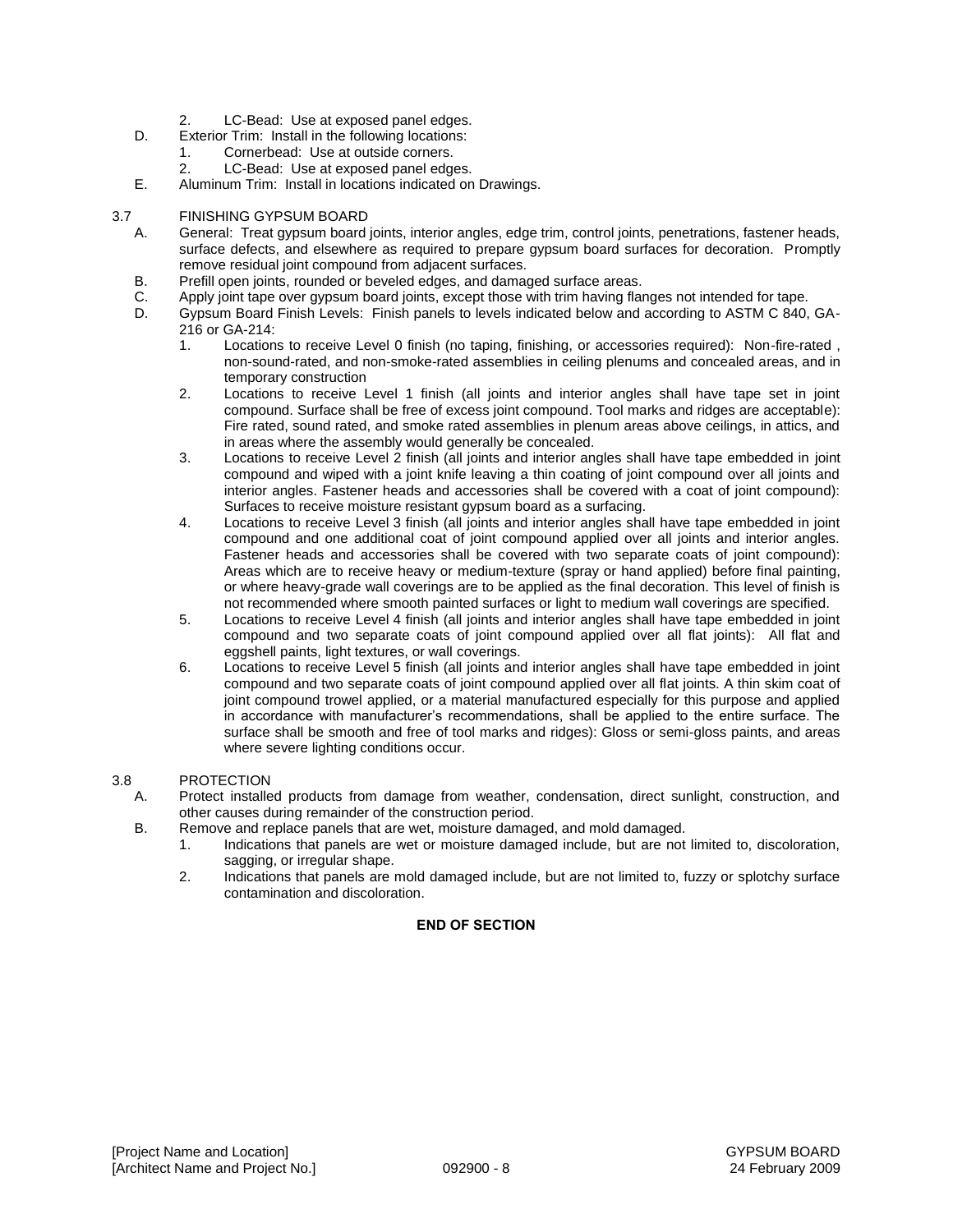2. LC-Bead: Use at exposed panel edges.

D. Exterior Trim: Install in the following locations:
   1. Cornerbead: Use at outside corners.
   2. LC-Bead: Use at exposed panel edges.

E. Aluminum Trim: Install in locations indicated on Drawings.

## 3.7 FINISHING GYPSUM BOARD

A. General: Treat gypsum board joints, interior angles, edge trim, control joints, penetrations, fastener heads, surface defects, and elsewhere as required to prepare gypsum board surfaces for decoration. Promptly remove residual joint compound from adjacent surfaces.

B. Prefill open joints, rounded or beveled edges, and damaged surface areas.

C. Apply joint tape over gypsum board joints, except those with trim having flanges not intended for tape.

D. Gypsum Board Finish Levels: Finish panels to levels indicated below and according to ASTM C 840, GA-216 or GA-214:
   1. Locations to receive Level 0 finish (no taping, finishing, or accessories required): Non-fire-rated , non-sound-rated, and non-smoke-rated assemblies in ceiling plenums and concealed areas, and in temporary construction
   2. Locations to receive Level 1 finish (all joints and interior angles shall have tape set in joint compound. Surface shall be free of excess joint compound. Tool marks and ridges are acceptable): Fire rated, sound rated, and smoke rated assemblies in plenum areas above ceilings, in attics, and in areas where the assembly would generally be concealed.
   3. Locations to receive Level 2 finish (all joints and interior angles shall have tape embedded in joint compound and wiped with a joint knife leaving a thin coating of joint compound over all joints and interior angles. Fastener heads and accessories shall be covered with a coat of joint compound): Surfaces to receive moisture resistant gypsum board as a surfacing.
   4. Locations to receive Level 3 finish (all joints and interior angles shall have tape embedded in joint compound and one additional coat of joint compound applied over all joints and interior angles. Fastener heads and accessories shall be covered with two separate coats of joint compound): Areas which are to receive heavy or medium-texture (spray or hand applied) before final painting, or where heavy-grade wall coverings are to be applied as the final decoration. This level of finish is not recommended where smooth painted surfaces or light to medium wall coverings are specified.
   5. Locations to receive Level 4 finish (all joints and interior angles shall have tape embedded in joint compound and two separate coats of joint compound applied over all flat joints): All flat and eggshell paints, light textures, or wall coverings.
   6. Locations to receive Level 5 finish (all joints and interior angles shall have tape embedded in joint compound and two separate coats of joint compound applied over all flat joints. A thin skim coat of joint compound trowel applied, or a material manufactured especially for this purpose and applied in accordance with manufacturer's recommendations, shall be applied to the entire surface. The surface shall be smooth and free of tool marks and ridges): Gloss or semi-gloss paints, and areas where severe lighting conditions occur.

## 3.8 PROTECTION

A. Protect installed products from damage from weather, condensation, direct sunlight, construction, and other causes during remainder of the construction period.

B. Remove and replace panels that are wet, moisture damaged, and mold damaged.
   1. Indications that panels are wet or moisture damaged include, but are not limited to, discoloration, sagging, or irregular shape.
   2. Indications that panels are mold damaged include, but are not limited to, fuzzy or splotchy surface contamination and discoloration.

**END OF SECTION**